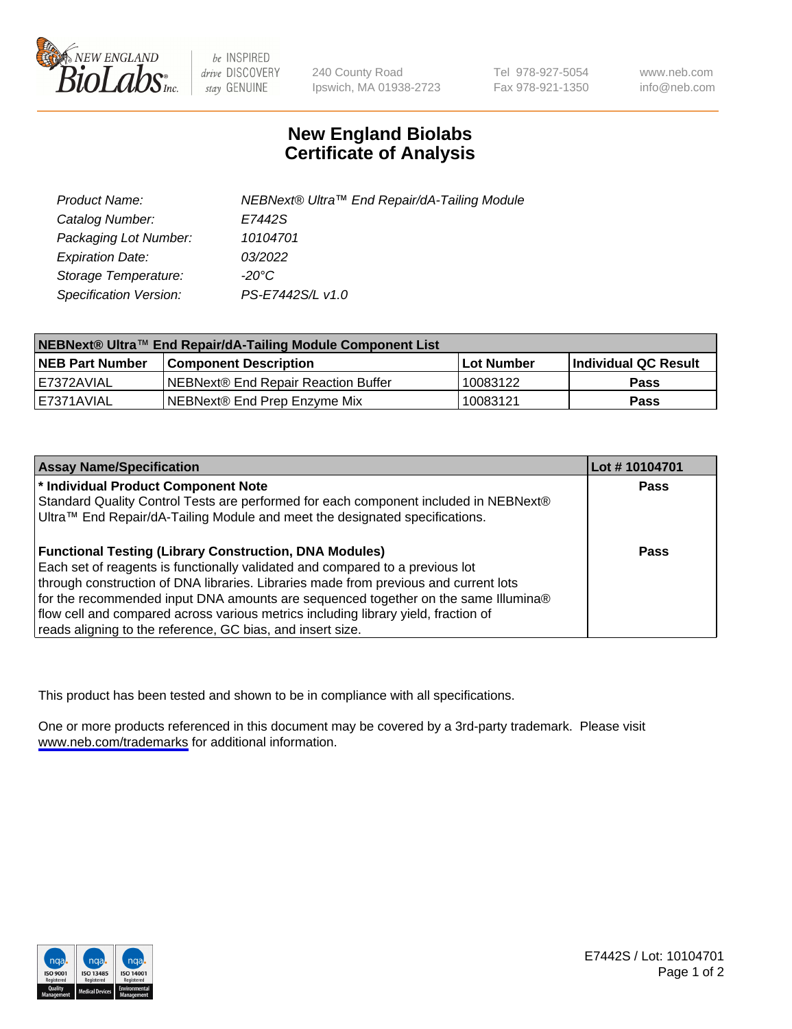New England BioLabs Inc. — be INSPIRED drive DISCOVERY stay GENUINE

240 County Road
Ipswich, MA 01938-2723

Tel 978-927-5054
Fax 978-921-1350

www.neb.com
info@neb.com

# New England Biolabs
# Certificate of Analysis

| | |
|---|---|
| *Product Name:* | *NEBNext® Ultra™ End Repair/dA-Tailing Module* |
| *Catalog Number:* | *E7442S* |
| *Packaging Lot Number:* | *10104701* |
| *Expiration Date:* | *03/2022* |
| *Storage Temperature:* | *-20°C* |
| *Specification Version:* | *PS-E7442S/L v1.0* |

| NEBNext® Ultra™ End Repair/dA-Tailing Module Component List | | | |
|---|---|---|---|
| **NEB Part Number** | **Component Description** | **Lot Number** | **Individual QC Result** |
| E7372AVIAL | NEBNext® End Repair Reaction Buffer | 10083122 | **Pass** |
| E7371AVIAL | NEBNext® End Prep Enzyme Mix | 10083121 | **Pass** |

| Assay Name/Specification | Lot # 10104701 |
|---|---|
| **\* Individual Product Component Note**<br>Standard Quality Control Tests are performed for each component included in NEBNext® Ultra™ End Repair/dA-Tailing Module and meet the designated specifications. | **Pass** |
| **Functional Testing (Library Construction, DNA Modules)**<br>Each set of reagents is functionally validated and compared to a previous lot through construction of DNA libraries. Libraries made from previous and current lots for the recommended input DNA amounts are sequenced together on the same Illumina® flow cell and compared across various metrics including library yield, fraction of reads aligning to the reference, GC bias, and insert size. | **Pass** |

This product has been tested and shown to be in compliance with all specifications.

One or more products referenced in this document may be covered by a 3rd-party trademark. Please visit www.neb.com/trademarks for additional information.

E7442S / Lot: 10104701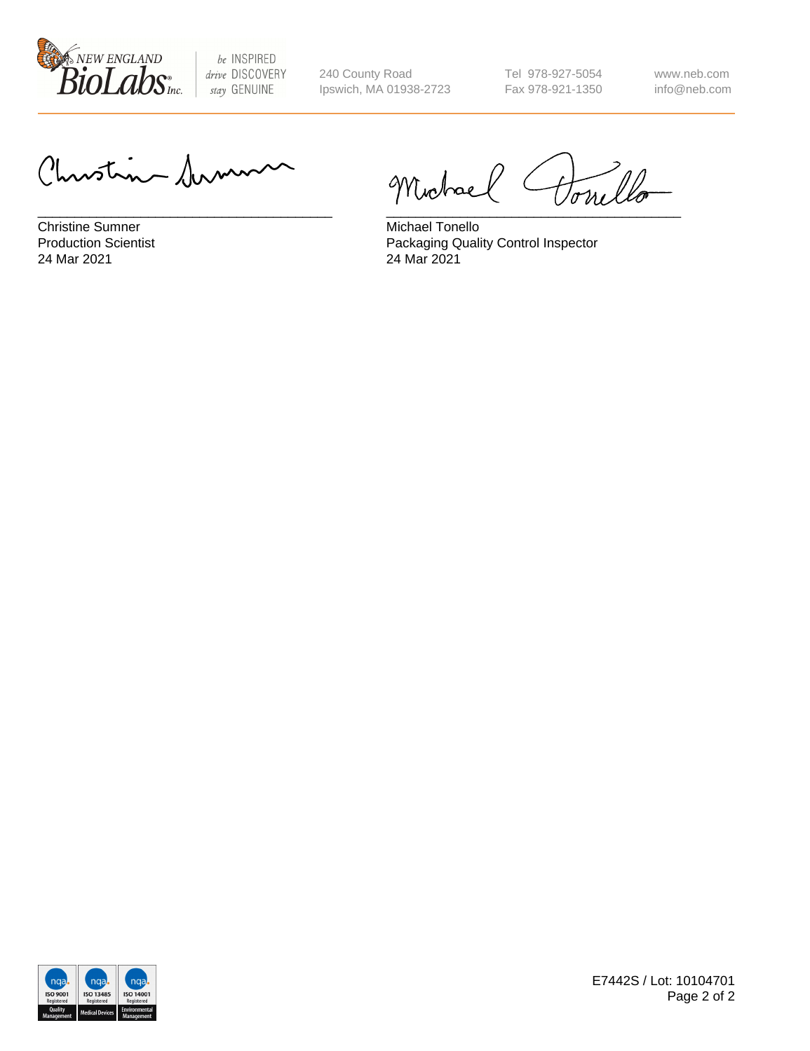Christine Sumner
Production Scientist
24 Mar 2021

Michael Tonello
Packaging Quality Control Inspector
24 Mar 2021

E7442S / Lot: 10104701